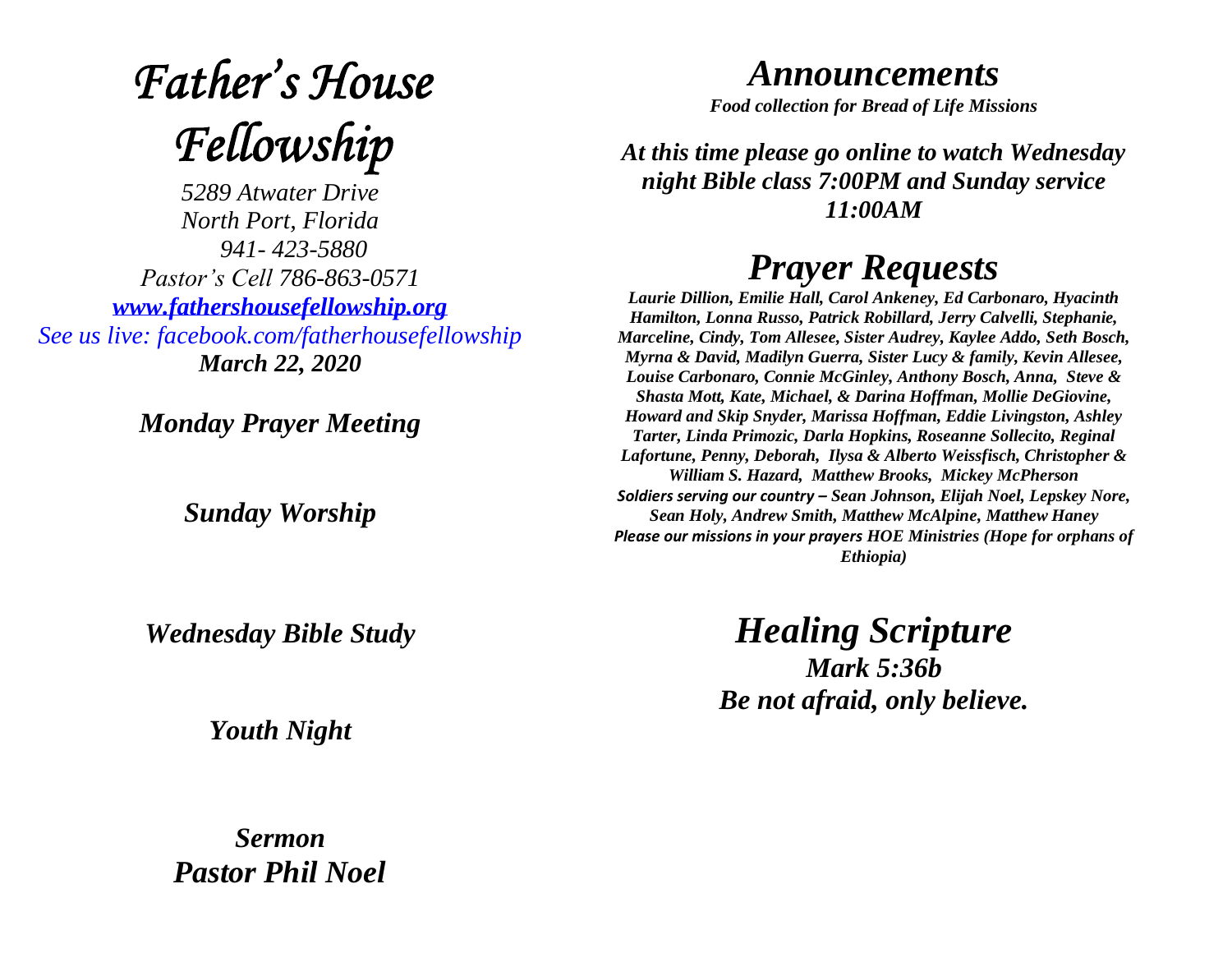# *Father's House Fellowship*

*5289 Atwater Drive*
*North Port, Florida*
*941- 423-5880*
*Pastor's Cell 786-863-0571*
***[www.fathershousefellowship.org](http://www.fathershousefellowship.org)***
*See us live: facebook.com/fatherhousefellowship*
***March 22, 2020***

***Monday Prayer Meeting***

***Sunday Worship***

***Wednesday Bible Study***

***Youth Night***

***Sermon***
***Pastor Phil Noel***

## *Announcements*

***Food collection for Bread of Life Missions***

***At this time please go online to watch Wednesday night Bible class 7:00PM and Sunday service 11:00AM***

## *Prayer Requests*

***Laurie Dillion, Emilie Hall, Carol Ankeney, Ed Carbonaro, Hyacinth Hamilton, Lonna Russo, Patrick Robillard, Jerry Calvelli, Stephanie, Marceline, Cindy, Tom Allesee, Sister Audrey, Kaylee Addo, Seth Bosch, Myrna & David, Madilyn Guerra, Sister Lucy & family, Kevin Allesee, Louise Carbonaro, Connie McGinley, Anthony Bosch, Anna, Steve & Shasta Mott, Kate, Michael, & Darina Hoffman, Mollie DeGiovine, Howard and Skip Snyder, Marissa Hoffman, Eddie Livingston, Ashley Tarter, Linda Primozic, Darla Hopkins, Roseanne Sollecito, Reginal Lafortune, Penny, Deborah, Ilysa & Alberto Weissfisch, Christopher & William S. Hazard, Matthew Brooks, Mickey McPherson***
***Soldiers serving our country – Sean Johnson, Elijah Noel, Lepskey Nore, Sean Holy, Andrew Smith, Matthew McAlpine, Matthew Haney***
***Please our missions in your prayers HOE Ministries (Hope for orphans of Ethiopia)***

## *Healing Scripture*

***Mark 5:36b***
***Be not afraid, only believe.***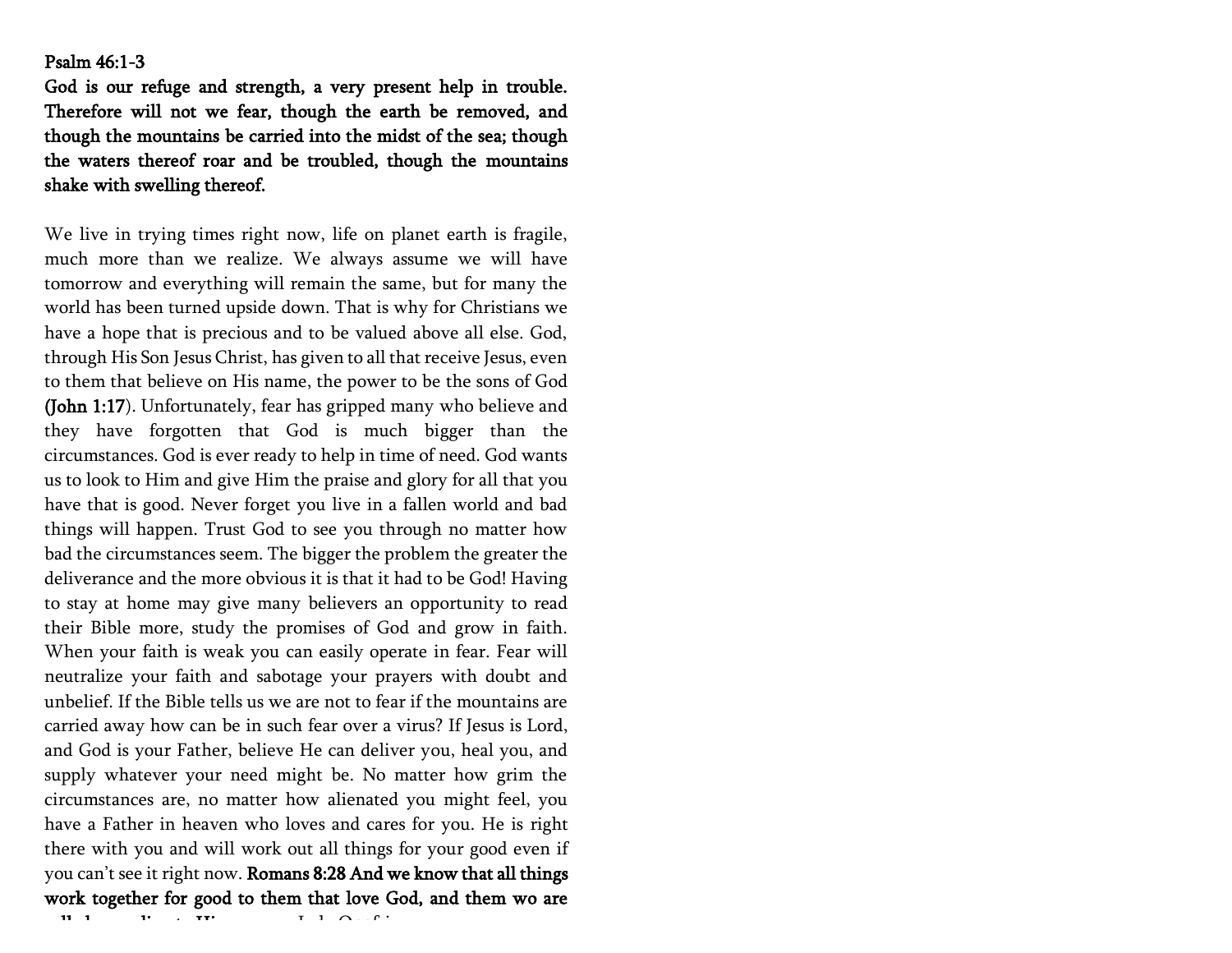**Psalm 46:1-3**

**God is our refuge and strength, a very present help in trouble. Therefore will not we fear, though the earth be removed, and though the mountains be carried into the midst of the sea; though the waters thereof roar and be troubled, though the mountains shake with swelling thereof.**

We live in trying times right now, life on planet earth is fragile, much more than we realize. We always assume we will have tomorrow and everything will remain the same, but for many the world has been turned upside down. That is why for Christians we have a hope that is precious and to be valued above all else. God, through His Son Jesus Christ, has given to all that receive Jesus, even to them that believe on His name, the power to be the sons of God **(John 1:17**). Unfortunately, fear has gripped many who believe and they have forgotten that God is much bigger than the circumstances. God is ever ready to help in time of need. God wants us to look to Him and give Him the praise and glory for all that you have that is good. Never forget you live in a fallen world and bad things will happen. Trust God to see you through no matter how bad the circumstances seem. The bigger the problem the greater the deliverance and the more obvious it is that it had to be God! Having to stay at home may give many believers an opportunity to read their Bible more, study the promises of God and grow in faith. When your faith is weak you can easily operate in fear. Fear will neutralize your faith and sabotage your prayers with doubt and unbelief. If the Bible tells us we are not to fear if the mountains are carried away how can be in such fear over a virus? If Jesus is Lord, and God is your Father, believe He can deliver you, heal you, and supply whatever your need might be. No matter how grim the circumstances are, no matter how alienated you might feel, you have a Father in heaven who loves and cares for you. He is right there with you and will work out all things for your good even if you can't see it right now. **Romans 8:28 And we know that all things work together for good to them that love God, and them wo are**